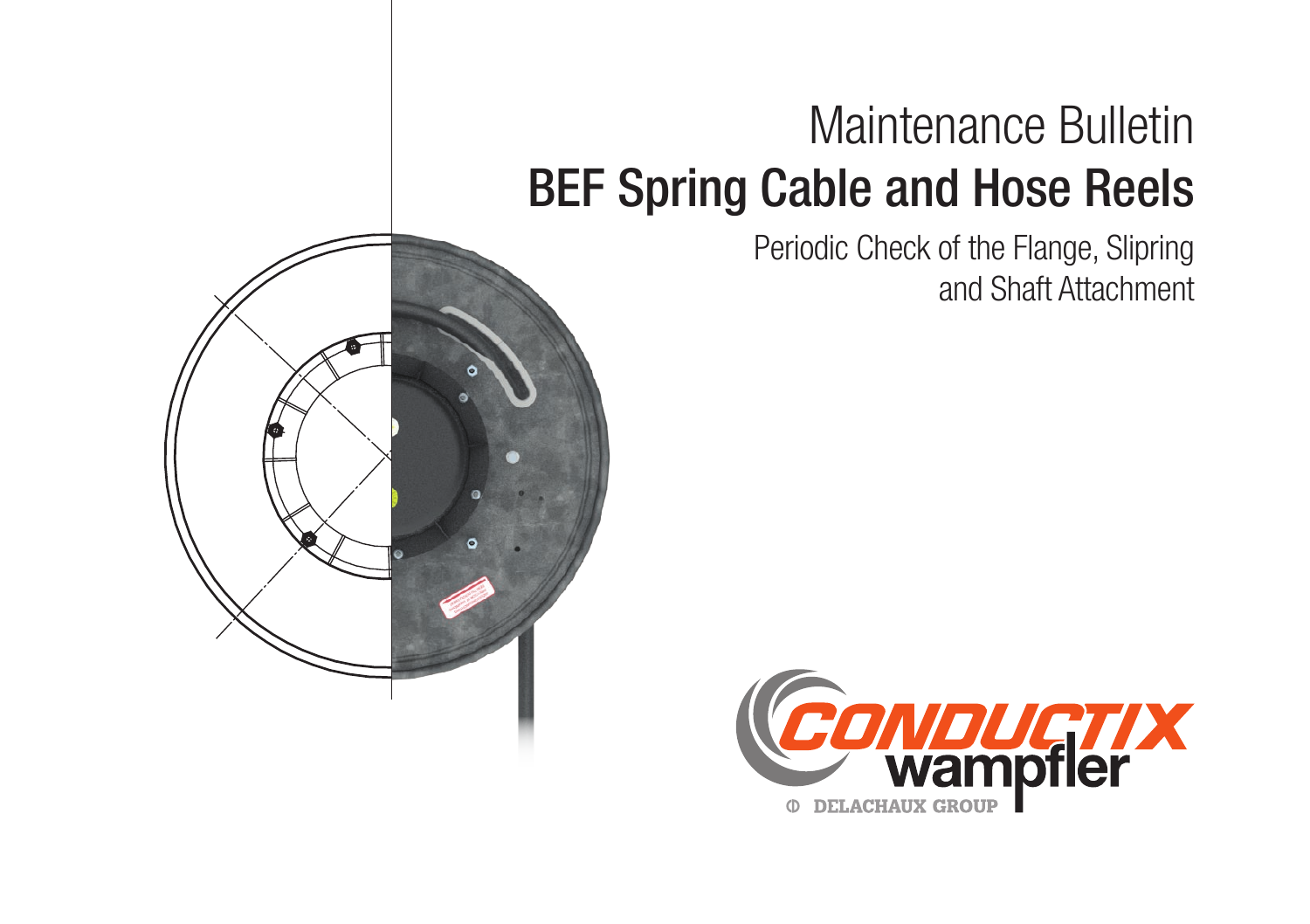# Maintenance Bulletin

## BEF Spring Cable and Hose Reels

### Periodic Check of the Flange, Slipring and Shaft Attachment

CONDUCTIX wampfler

DELACHAUX GROUP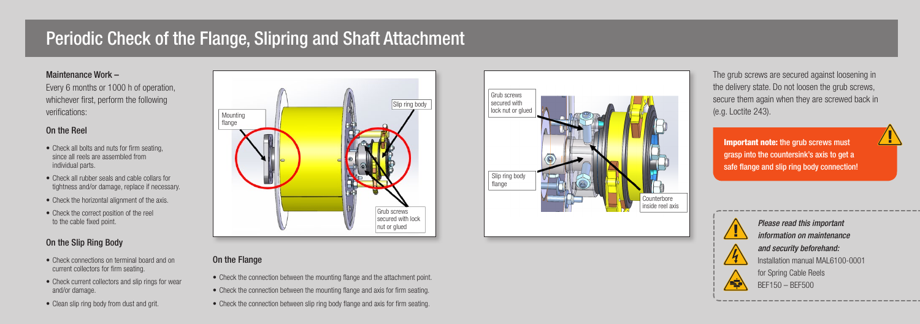# Periodic Check of the Flange, Slipring and Shaft Attachment

### Maintenance Work –

Every 6 months or 1000 h of operation, whichever first, perform the following verifications:

### On the Reel

- Check all bolts and nuts for firm seating, since all reels are assembled from individual parts.
- Check all rubber seals and cable collars for tightness and/or damage, replace if necessary.
- Check the horizontal alignment of the axis.
- Check the correct position of the reel to the cable fixed point.

### On the Slip Ring Body

- Check connections on terminal board and on current collectors for firm seating.
- Check current collectors and slip rings for wear and/or damage.
- Clean slip ring body from dust and grit.

Mounting flange

Slip ring body

Grub screws secured with lock nut or glued

### On the Flange

- Check the connection between the mounting flange and the attachment point.
- Check the connection between the mounting flange and axis for firm seating.
- Check the connection between slip ring body flange and axis for firm seating.

Grub screws secured with lock nut or glued

Slip ring body flange

Counterbore inside reel axis

The grub screws are secured against loosening in the delivery state. Do not loosen the grub screws, secure them again when they are screwed back in (e.g. Loctite 243).

**Important note:** the grub screws must grasp into the countersink's axis to get a safe flange and slip ring body connection!

*Please read this important information on maintenance and security beforehand:*
Installation manual MAL6100-0001
for Spring Cable Reels
BEF150 – BEF500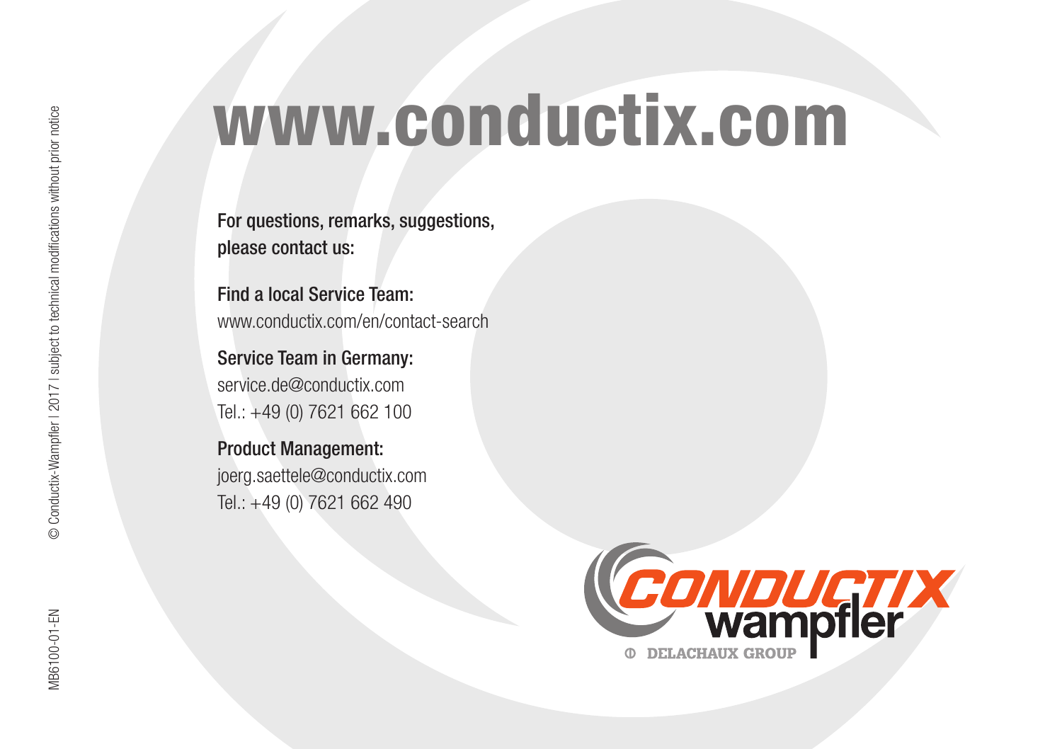# www.conductix.com

**For questions, remarks, suggestions, please contact us:**

**Find a local Service Team:**
www.conductix.com/en/contact-search

**Service Team in Germany:**
service.de@conductix.com
Tel.: +49 (0) 7621 662 100

**Product Management:**
joerg.saettele@conductix.com
Tel.: +49 (0) 7621 662 490

CONDUCTIX wampfler
DELACHAUX GROUP

© Conductix-Wampfler | 2017 | subject to technical modifications without prior notice

MB6100-01-EN